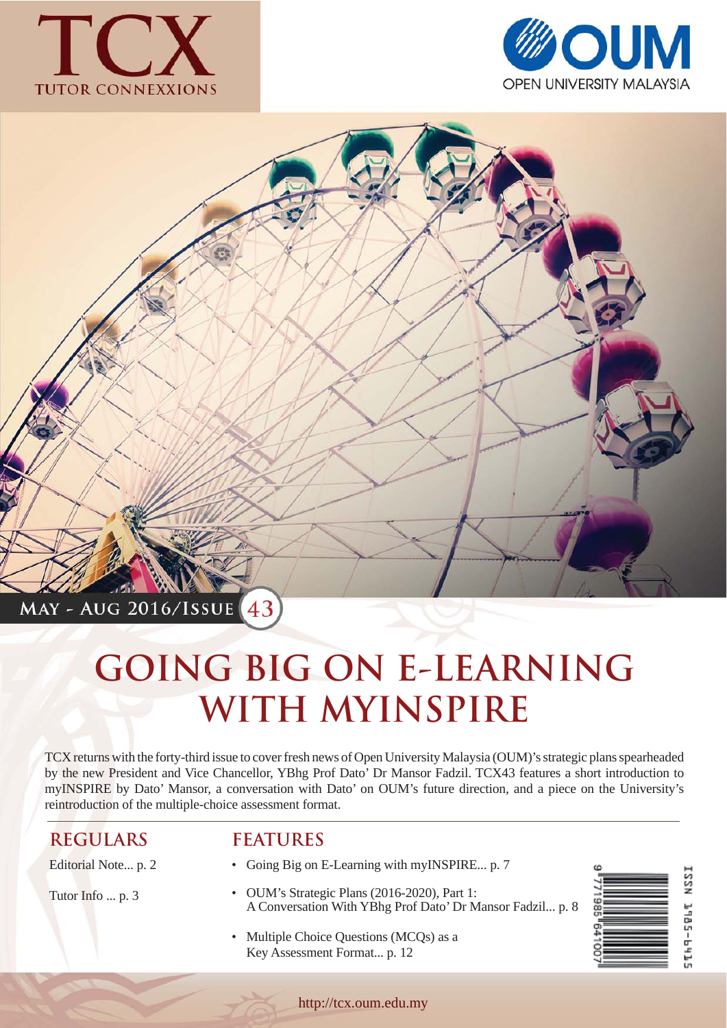# TCX

TUTOR CONNEXXIONS

OUM OPEN UNIVERSITY MALAYSIA

MAY - AUG 2016/ISSUE 43

# GOING BIG ON E-LEARNING WITH MYINSPIRE

TCX returns with the forty-third issue to cover fresh news of Open University Malaysia (OUM)'s strategic plans spearheaded by the new President and Vice Chancellor, YBhg Prof Dato' Dr Mansor Fadzil. TCX43 features a short introduction to myINSPIRE by Dato' Mansor, a conversation with Dato' on OUM's future direction, and a piece on the University's reintroduction of the multiple-choice assessment format.

## REGULARS

Editorial Note... p. 2

Tutor Info ... p. 3

## FEATURES

- Going Big on E-Learning with myINSPIRE... p. 7
- OUM's Strategic Plans (2016-2020), Part 1: A Conversation With YBhg Prof Dato' Dr Mansor Fadzil... p. 8
- Multiple Choice Questions (MCQs) as a Key Assessment Format... p. 12

ISSN 1985-6415

http://tcx.oum.edu.my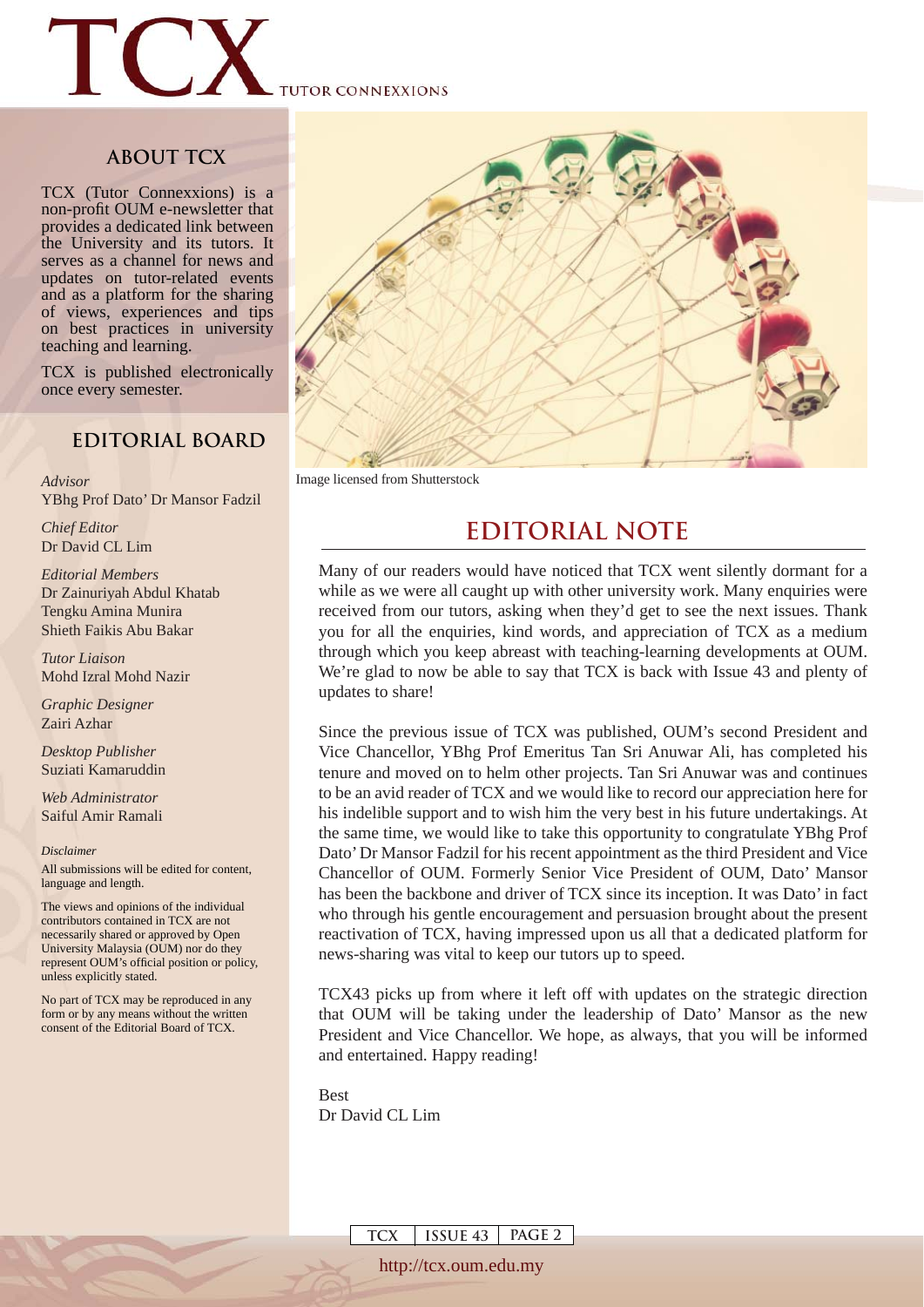TCX TUTOR CONNEXXIONS

## ABOUT TCX

TCX (Tutor Connexxions) is a non-profit OUM e-newsletter that provides a dedicated link between the University and its tutors. It serves as a channel for news and updates on tutor-related events and as a platform for the sharing of views, experiences and tips on best practices in university teaching and learning.

TCX is published electronically once every semester.

## EDITORIAL BOARD

*Advisor*
YBhg Prof Dato' Dr Mansor Fadzil

*Chief Editor*
Dr David CL Lim

*Editorial Members*
Dr Zainuriyah Abdul Khatab
Tengku Amina Munira
Shieth Faikis Abu Bakar

*Tutor Liaison*
Mohd Izral Mohd Nazir

*Graphic Designer*
Zairi Azhar

*Desktop Publisher*
Suziati Kamaruddin

*Web Administrator*
Saiful Amir Ramali

*Disclaimer*

All submissions will be edited for content, language and length.

The views and opinions of the individual contributors contained in TCX are not necessarily shared or approved by Open University Malaysia (OUM) nor do they represent OUM's official position or policy, unless explicitly stated.

No part of TCX may be reproduced in any form or by any means without the written consent of the Editorial Board of TCX.

Image licensed from Shutterstock

## EDITORIAL NOTE

Many of our readers would have noticed that TCX went silently dormant for a while as we were all caught up with other university work. Many enquiries were received from our tutors, asking when they'd get to see the next issues. Thank you for all the enquiries, kind words, and appreciation of TCX as a medium through which you keep abreast with teaching-learning developments at OUM. We're glad to now be able to say that TCX is back with Issue 43 and plenty of updates to share!

Since the previous issue of TCX was published, OUM's second President and Vice Chancellor, YBhg Prof Emeritus Tan Sri Anuwar Ali, has completed his tenure and moved on to helm other projects. Tan Sri Anuwar was and continues to be an avid reader of TCX and we would like to record our appreciation here for his indelible support and to wish him the very best in his future undertakings. At the same time, we would like to take this opportunity to congratulate YBhg Prof Dato' Dr Mansor Fadzil for his recent appointment as the third President and Vice Chancellor of OUM. Formerly Senior Vice President of OUM, Dato' Mansor has been the backbone and driver of TCX since its inception. It was Dato' in fact who through his gentle encouragement and persuasion brought about the present reactivation of TCX, having impressed upon us all that a dedicated platform for news-sharing was vital to keep our tutors up to speed.

TCX43 picks up from where it left off with updates on the strategic direction that OUM will be taking under the leadership of Dato' Mansor as the new President and Vice Chancellor. We hope, as always, that you will be informed and entertained. Happy reading!

Best
Dr David CL Lim

http://tcx.oum.edu.my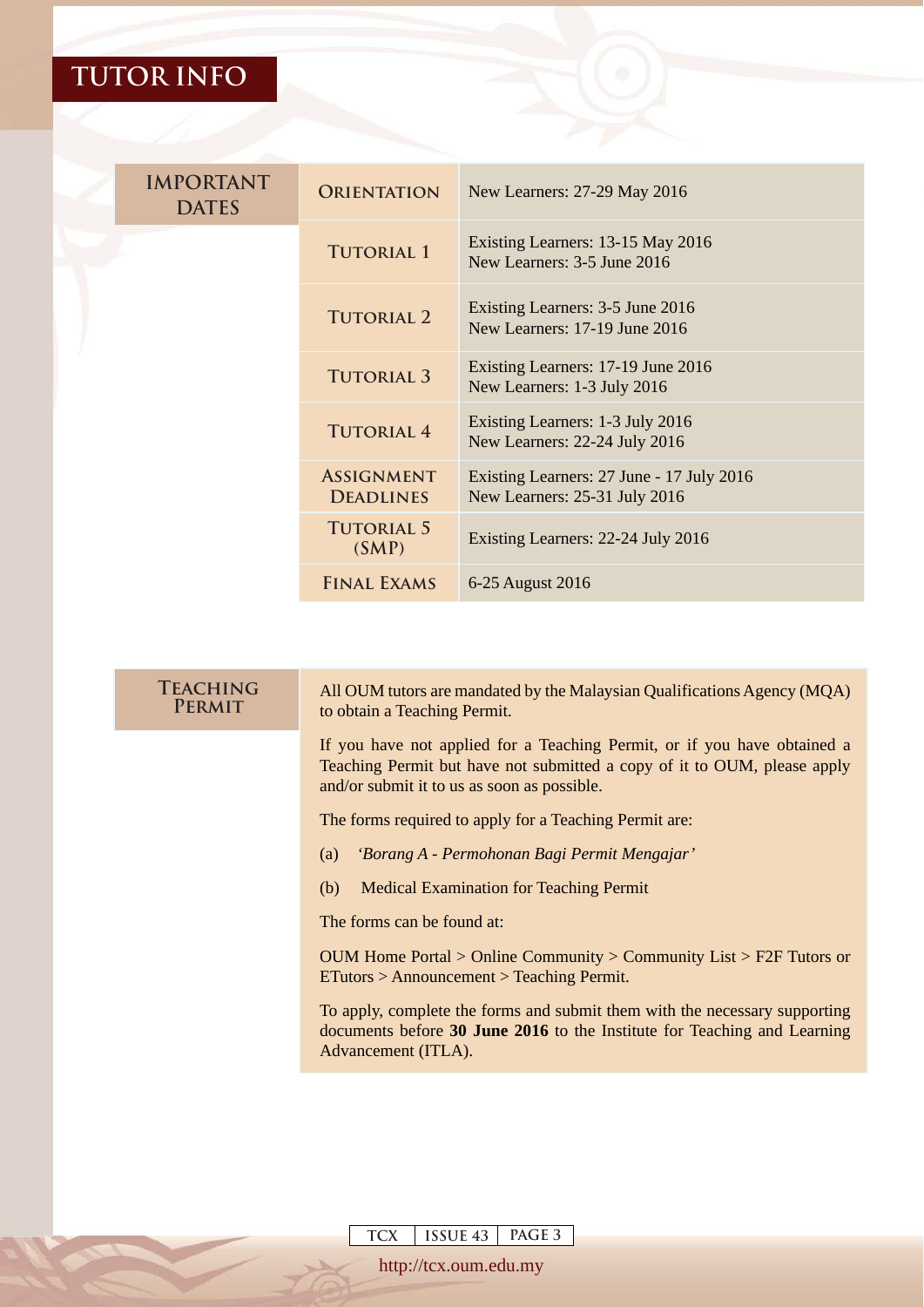# TUTOR INFO

## IMPORTANT DATES

| | |
|---|---|
| Orientation | New Learners: 27-29 May 2016 |
| Tutorial 1 | Existing Learners: 13-15 May 2016<br>New Learners: 3-5 June 2016 |
| Tutorial 2 | Existing Learners: 3-5 June 2016<br>New Learners: 17-19 June 2016 |
| Tutorial 3 | Existing Learners: 17-19 June 2016<br>New Learners: 1-3 July 2016 |
| Tutorial 4 | Existing Learners: 1-3 July 2016<br>New Learners: 22-24 July 2016 |
| Assignment Deadlines | Existing Learners: 27 June - 17 July 2016<br>New Learners: 25-31 July 2016 |
| Tutorial 5 (SMP) | Existing Learners: 22-24 July 2016 |
| Final Exams | 6-25 August 2016 |

## TEACHING PERMIT

All OUM tutors are mandated by the Malaysian Qualifications Agency (MQA) to obtain a Teaching Permit.

If you have not applied for a Teaching Permit, or if you have obtained a Teaching Permit but have not submitted a copy of it to OUM, please apply and/or submit it to us as soon as possible.

The forms required to apply for a Teaching Permit are:

(a) *'Borang A - Permohonan Bagi Permit Mengajar'*

(b) Medical Examination for Teaching Permit

The forms can be found at:

OUM Home Portal > Online Community > Community List > F2F Tutors or ETutors > Announcement > Teaching Permit.

To apply, complete the forms and submit them with the necessary supporting documents before **30 June 2016** to the Institute for Teaching and Learning Advancement (ITLA).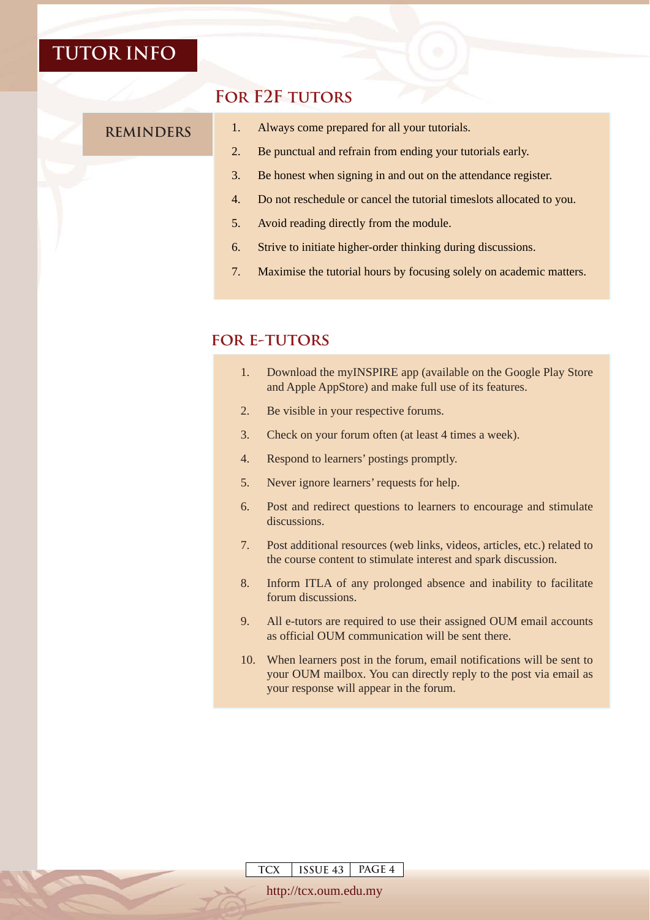# TUTOR INFO

## For F2F tutors

### REMINDERS

1. Always come prepared for all your tutorials.
2. Be punctual and refrain from ending your tutorials early.
3. Be honest when signing in and out on the attendance register.
4. Do not reschedule or cancel the tutorial timeslots allocated to you.
5. Avoid reading directly from the module.
6. Strive to initiate higher-order thinking during discussions.
7. Maximise the tutorial hours by focusing solely on academic matters.

## FOR E-TUTORS

1. Download the myINSPIRE app (available on the Google Play Store and Apple AppStore) and make full use of its features.
2. Be visible in your respective forums.
3. Check on your forum often (at least 4 times a week).
4. Respond to learners' postings promptly.
5. Never ignore learners' requests for help.
6. Post and redirect questions to learners to encourage and stimulate discussions.
7. Post additional resources (web links, videos, articles, etc.) related to the course content to stimulate interest and spark discussion.
8. Inform ITLA of any prolonged absence and inability to facilitate forum discussions.
9. All e-tutors are required to use their assigned OUM email accounts as official OUM communication will be sent there.
10. When learners post in the forum, email notifications will be sent to your OUM mailbox. You can directly reply to the post via email as your response will appear in the forum.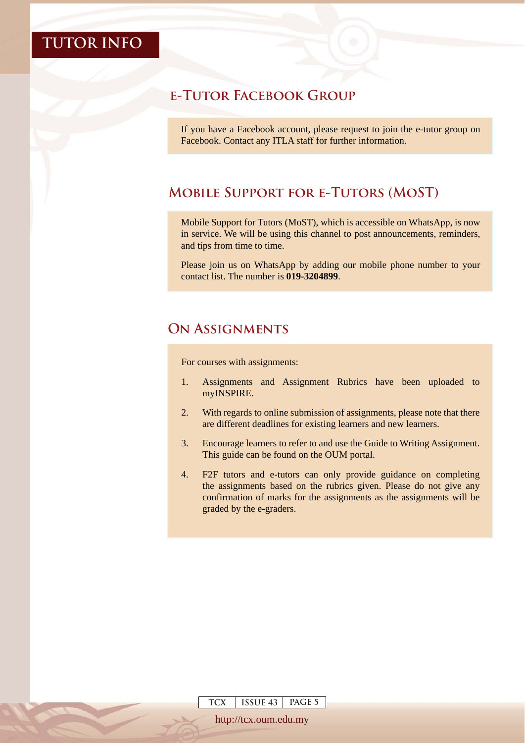# TUTOR INFO

## e-Tutor Facebook Group

If you have a Facebook account, please request to join the e-tutor group on Facebook. Contact any ITLA staff for further information.

## Mobile Support for e-Tutors (MoST)

Mobile Support for Tutors (MoST), which is accessible on WhatsApp, is now in service. We will be using this channel to post announcements, reminders, and tips from time to time.

Please join us on WhatsApp by adding our mobile phone number to your contact list. The number is **019-3204899**.

## On Assignments

For courses with assignments:

1. Assignments and Assignment Rubrics have been uploaded to myINSPIRE.
2. With regards to online submission of assignments, please note that there are different deadlines for existing learners and new learners.
3. Encourage learners to refer to and use the Guide to Writing Assignment. This guide can be found on the OUM portal.
4. F2F tutors and e-tutors can only provide guidance on completing the assignments based on the rubrics given. Please do not give any confirmation of marks for the assignments as the assignments will be graded by the e-graders.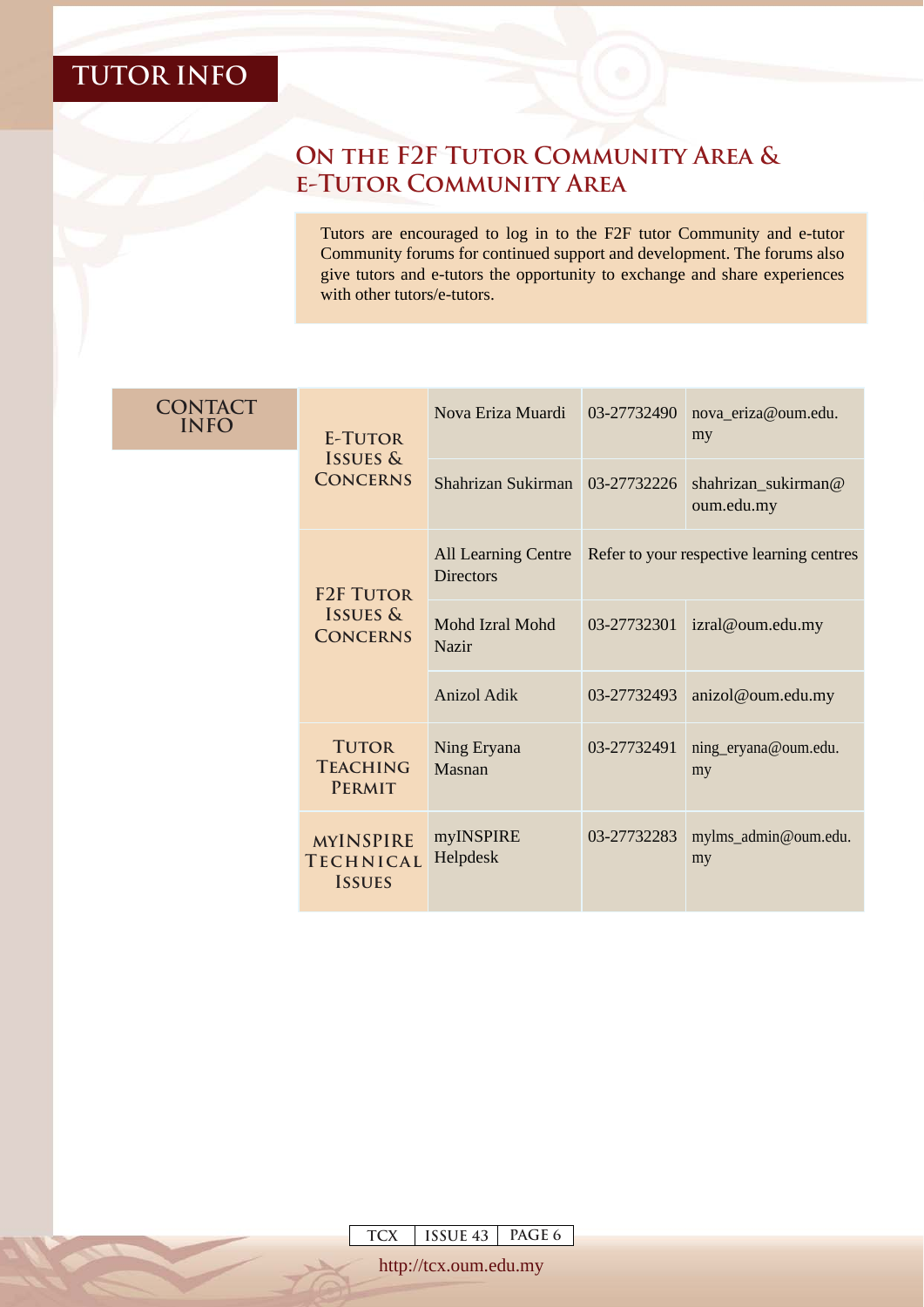# TUTOR INFO

## On the F2F Tutor Community Area & e-Tutor Community Area

Tutors are encouraged to log in to the F2F tutor Community and e-tutor Community forums for continued support and development. The forums also give tutors and e-tutors the opportunity to exchange and share experiences with other tutors/e-tutors.

## CONTACT INFO

| Category | Name | Phone | Email |
|---|---|---|---|
| E-Tutor Issues & Concerns | Nova Eriza Muardi | 03-27732490 | nova_eriza@oum.edu.my |
| | Shahrizan Sukirman | 03-27732226 | shahrizan_sukirman@oum.edu.my |
| F2F Tutor Issues & Concerns | All Learning Centre Directors | Refer to your respective learning centres | |
| | Mohd Izral Mohd Nazir | 03-27732301 | izral@oum.edu.my |
| | Anizol Adik | 03-27732493 | anizol@oum.edu.my |
| Tutor Teaching Permit | Ning Eryana Masnan | 03-27732491 | ning_eryana@oum.edu.my |
| myINSPIRE Technical Issues | myINSPIRE Helpdesk | 03-27732283 | mylms_admin@oum.edu.my |

http://tcx.oum.edu.my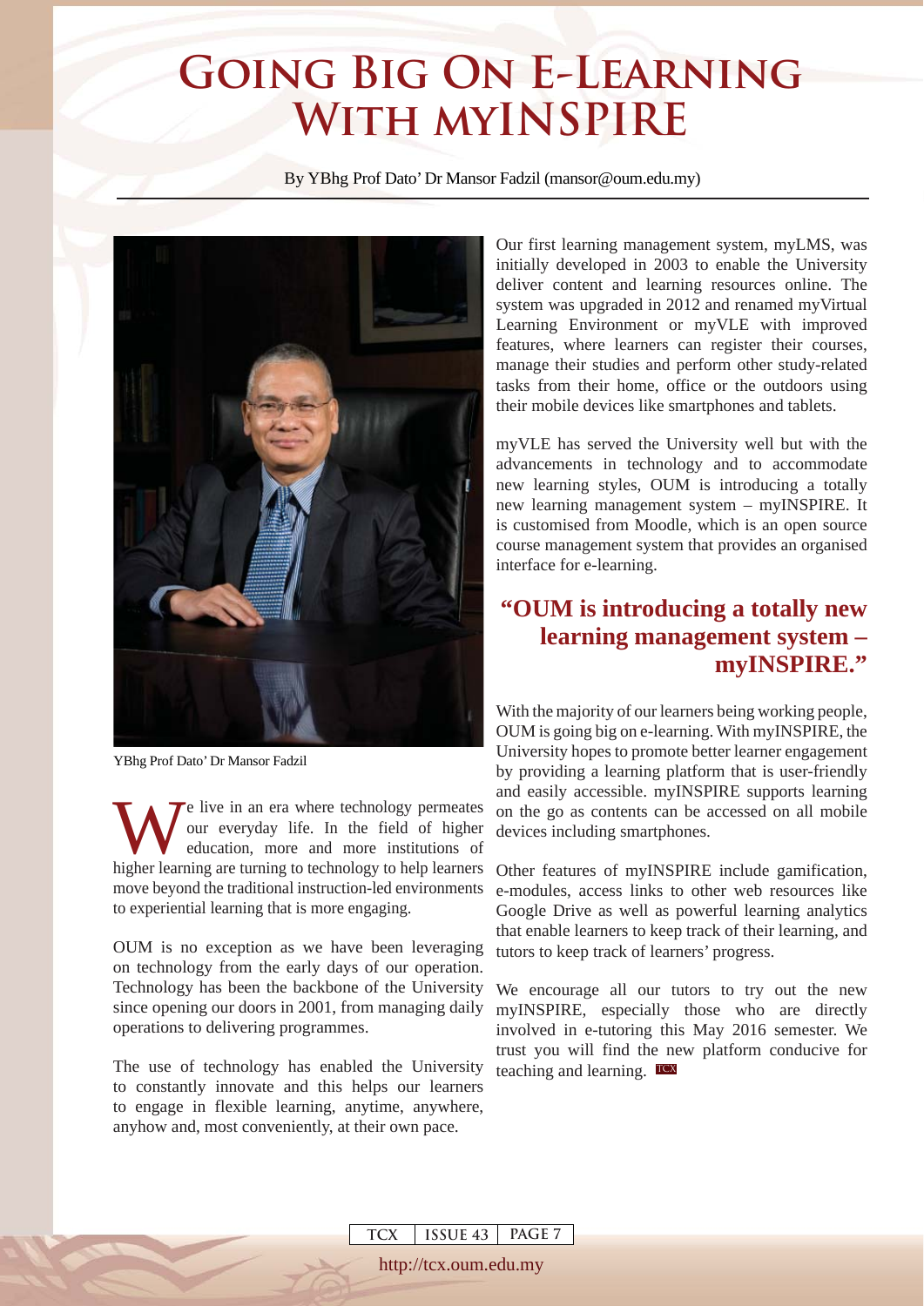# Going Big On E-Learning With myINSPIRE

By YBhg Prof Dato' Dr Mansor Fadzil (mansor@oum.edu.my)

YBhg Prof Dato' Dr Mansor Fadzil

We live in an era where technology permeates our everyday life. In the field of higher education, more and more institutions of higher learning are turning to technology to help learners move beyond the traditional instruction-led environments to experiential learning that is more engaging.

OUM is no exception as we have been leveraging on technology from the early days of our operation. Technology has been the backbone of the University since opening our doors in 2001, from managing daily operations to delivering programmes.

The use of technology has enabled the University to constantly innovate and this helps our learners to engage in flexible learning, anytime, anywhere, anyhow and, most conveniently, at their own pace.

Our first learning management system, myLMS, was initially developed in 2003 to enable the University deliver content and learning resources online. The system was upgraded in 2012 and renamed myVirtual Learning Environment or myVLE with improved features, where learners can register their courses, manage their studies and perform other study-related tasks from their home, office or the outdoors using their mobile devices like smartphones and tablets.

myVLE has served the University well but with the advancements in technology and to accommodate new learning styles, OUM is introducing a totally new learning management system – myINSPIRE. It is customised from Moodle, which is an open source course management system that provides an organised interface for e-learning.

> **"OUM is introducing a totally new learning management system – myINSPIRE."**

With the majority of our learners being working people, OUM is going big on e-learning. With myINSPIRE, the University hopes to promote better learner engagement by providing a learning platform that is user-friendly and easily accessible. myINSPIRE supports learning on the go as contents can be accessed on all mobile devices including smartphones.

Other features of myINSPIRE include gamification, e-modules, access links to other web resources like Google Drive as well as powerful learning analytics that enable learners to keep track of their learning, and tutors to keep track of learners' progress.

We encourage all our tutors to try out the new myINSPIRE, especially those who are directly involved in e-tutoring this May 2016 semester. We trust you will find the new platform conducive for teaching and learning.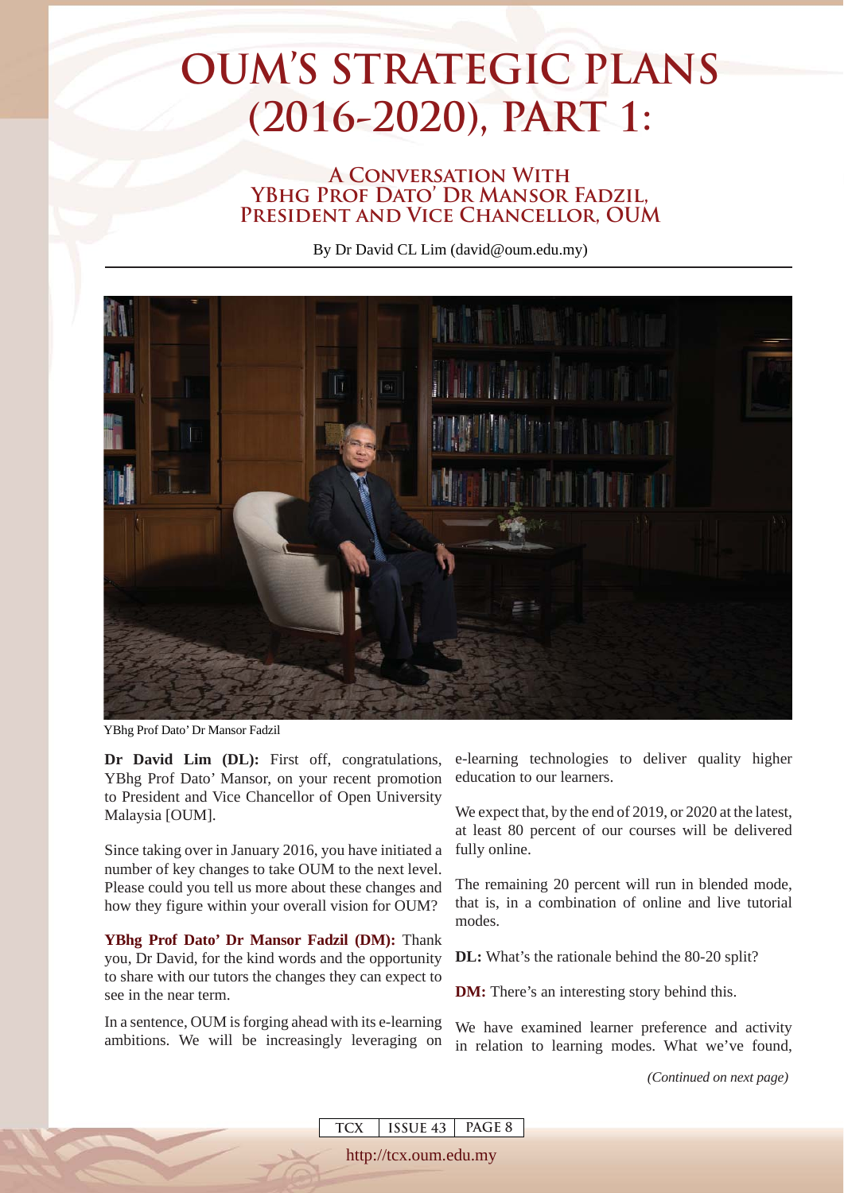# OUM'S STRATEGIC PLANS (2016-2020), PART 1:

## A Conversation With YBhg Prof Dato' Dr Mansor Fadzil, President and Vice Chancellor, OUM

By Dr David CL Lim (david@oum.edu.my)

YBhg Prof Dato' Dr Mansor Fadzil

**Dr David Lim (DL):** First off, congratulations, YBhg Prof Dato' Mansor, on your recent promotion to President and Vice Chancellor of Open University Malaysia [OUM].

Since taking over in January 2016, you have initiated a number of key changes to take OUM to the next level. Please could you tell us more about these changes and how they figure within your overall vision for OUM?

**YBhg Prof Dato' Dr Mansor Fadzil (DM):** Thank you, Dr David, for the kind words and the opportunity to share with our tutors the changes they can expect to see in the near term.

In a sentence, OUM is forging ahead with its e-learning ambitions. We will be increasingly leveraging on e-learning technologies to deliver quality higher education to our learners.

We expect that, by the end of 2019, or 2020 at the latest, at least 80 percent of our courses will be delivered fully online.

The remaining 20 percent will run in blended mode, that is, in a combination of online and live tutorial modes.

**DL:** What's the rationale behind the 80-20 split?

**DM:** There's an interesting story behind this.

We have examined learner preference and activity in relation to learning modes. What we've found,

*(Continued on next page)*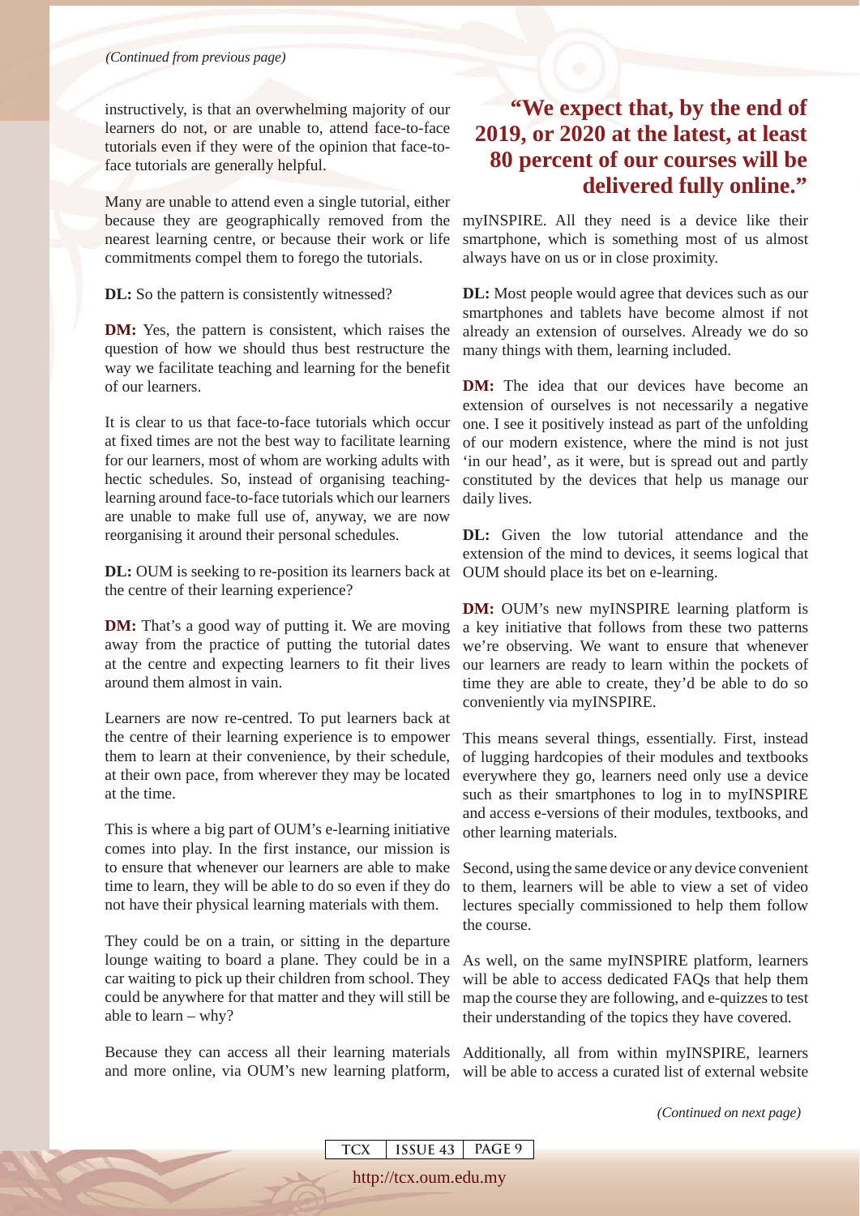*(Continued from previous page)*

instructively, is that an overwhelming majority of our learners do not, or are unable to, attend face-to-face tutorials even if they were of the opinion that face-to-face tutorials are generally helpful.

Many are unable to attend even a single tutorial, either because they are geographically removed from the nearest learning centre, or because their work or life commitments compel them to forego the tutorials.

**DL:** So the pattern is consistently witnessed?

**DM:** Yes, the pattern is consistent, which raises the question of how we should thus best restructure the way we facilitate teaching and learning for the benefit of our learners.

It is clear to us that face-to-face tutorials which occur at fixed times are not the best way to facilitate learning for our learners, most of whom are working adults with hectic schedules. So, instead of organising teaching-learning around face-to-face tutorials which our learners are unable to make full use of, anyway, we are now reorganising it around their personal schedules.

**DL:** OUM is seeking to re-position its learners back at the centre of their learning experience?

**DM:** That's a good way of putting it. We are moving away from the practice of putting the tutorial dates at the centre and expecting learners to fit their lives around them almost in vain.

Learners are now re-centred. To put learners back at the centre of their learning experience is to empower them to learn at their convenience, by their schedule, at their own pace, from wherever they may be located at the time.

This is where a big part of OUM's e-learning initiative comes into play. In the first instance, our mission is to ensure that whenever our learners are able to make time to learn, they will be able to do so even if they do not have their physical learning materials with them.

They could be on a train, or sitting in the departure lounge waiting to board a plane. They could be in a car waiting to pick up their children from school. They could be anywhere for that matter and they will still be able to learn – why?

Because they can access all their learning materials and more online, via OUM's new learning platform, myINSPIRE. All they need is a device like their smartphone, which is something most of us almost always have on us or in close proximity.

> **"We expect that, by the end of 2019, or 2020 at the latest, at least 80 percent of our courses will be delivered fully online."**

**DL:** Most people would agree that devices such as our smartphones and tablets have become almost if not already an extension of ourselves. Already we do so many things with them, learning included.

**DM:** The idea that our devices have become an extension of ourselves is not necessarily a negative one. I see it positively instead as part of the unfolding of our modern existence, where the mind is not just 'in our head', as it were, but is spread out and partly constituted by the devices that help us manage our daily lives.

**DL:** Given the low tutorial attendance and the extension of the mind to devices, it seems logical that OUM should place its bet on e-learning.

**DM:** OUM's new myINSPIRE learning platform is a key initiative that follows from these two patterns we're observing. We want to ensure that whenever our learners are ready to learn within the pockets of time they are able to create, they'd be able to do so conveniently via myINSPIRE.

This means several things, essentially. First, instead of lugging hardcopies of their modules and textbooks everywhere they go, learners need only use a device such as their smartphones to log in to myINSPIRE and access e-versions of their modules, textbooks, and other learning materials.

Second, using the same device or any device convenient to them, learners will be able to view a set of video lectures specially commissioned to help them follow the course.

As well, on the same myINSPIRE platform, learners will be able to access dedicated FAQs that help them map the course they are following, and e-quizzes to test their understanding of the topics they have covered.

Additionally, all from within myINSPIRE, learners will be able to access a curated list of external website

*(Continued on next page)*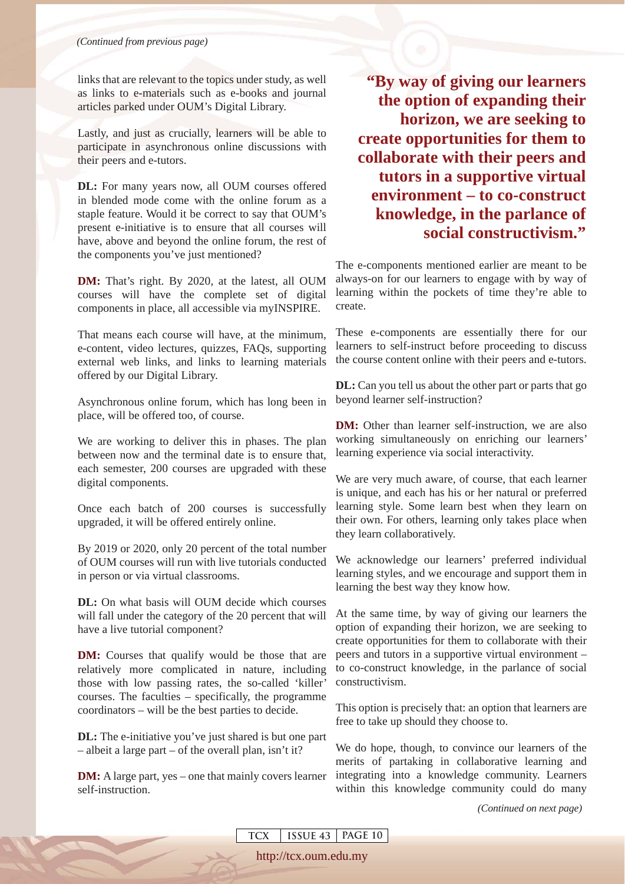*(Continued from previous page)*

links that are relevant to the topics under study, as well as links to e-materials such as e-books and journal articles parked under OUM's Digital Library.

Lastly, and just as crucially, learners will be able to participate in asynchronous online discussions with their peers and e-tutors.

**DL:** For many years now, all OUM courses offered in blended mode come with the online forum as a staple feature. Would it be correct to say that OUM's present e-initiative is to ensure that all courses will have, above and beyond the online forum, the rest of the components you've just mentioned?

**DM:** That's right. By 2020, at the latest, all OUM courses will have the complete set of digital components in place, all accessible via myINSPIRE.

That means each course will have, at the minimum, e-content, video lectures, quizzes, FAQs, supporting external web links, and links to learning materials offered by our Digital Library.

Asynchronous online forum, which has long been in place, will be offered too, of course.

We are working to deliver this in phases. The plan between now and the terminal date is to ensure that, each semester, 200 courses are upgraded with these digital components.

Once each batch of 200 courses is successfully upgraded, it will be offered entirely online.

By 2019 or 2020, only 20 percent of the total number of OUM courses will run with live tutorials conducted in person or via virtual classrooms.

**DL:** On what basis will OUM decide which courses will fall under the category of the 20 percent that will have a live tutorial component?

**DM:** Courses that qualify would be those that are relatively more complicated in nature, including those with low passing rates, the so-called 'killer' courses. The faculties – specifically, the programme coordinators – will be the best parties to decide.

**DL:** The e-initiative you've just shared is but one part – albeit a large part – of the overall plan, isn't it?

**DM:** A large part, yes – one that mainly covers learner self-instruction.

> **"By way of giving our learners the option of expanding their horizon, we are seeking to create opportunities for them to collaborate with their peers and tutors in a supportive virtual environment – to co-construct knowledge, in the parlance of social constructivism."**

The e-components mentioned earlier are meant to be always-on for our learners to engage with by way of learning within the pockets of time they're able to create.

These e-components are essentially there for our learners to self-instruct before proceeding to discuss the course content online with their peers and e-tutors.

**DL:** Can you tell us about the other part or parts that go beyond learner self-instruction?

**DM:** Other than learner self-instruction, we are also working simultaneously on enriching our learners' learning experience via social interactivity.

We are very much aware, of course, that each learner is unique, and each has his or her natural or preferred learning style. Some learn best when they learn on their own. For others, learning only takes place when they learn collaboratively.

We acknowledge our learners' preferred individual learning styles, and we encourage and support them in learning the best way they know how.

At the same time, by way of giving our learners the option of expanding their horizon, we are seeking to create opportunities for them to collaborate with their peers and tutors in a supportive virtual environment – to co-construct knowledge, in the parlance of social constructivism.

This option is precisely that: an option that learners are free to take up should they choose to.

We do hope, though, to convince our learners of the merits of partaking in collaborative learning and integrating into a knowledge community. Learners within this knowledge community could do many

*(Continued on next page)*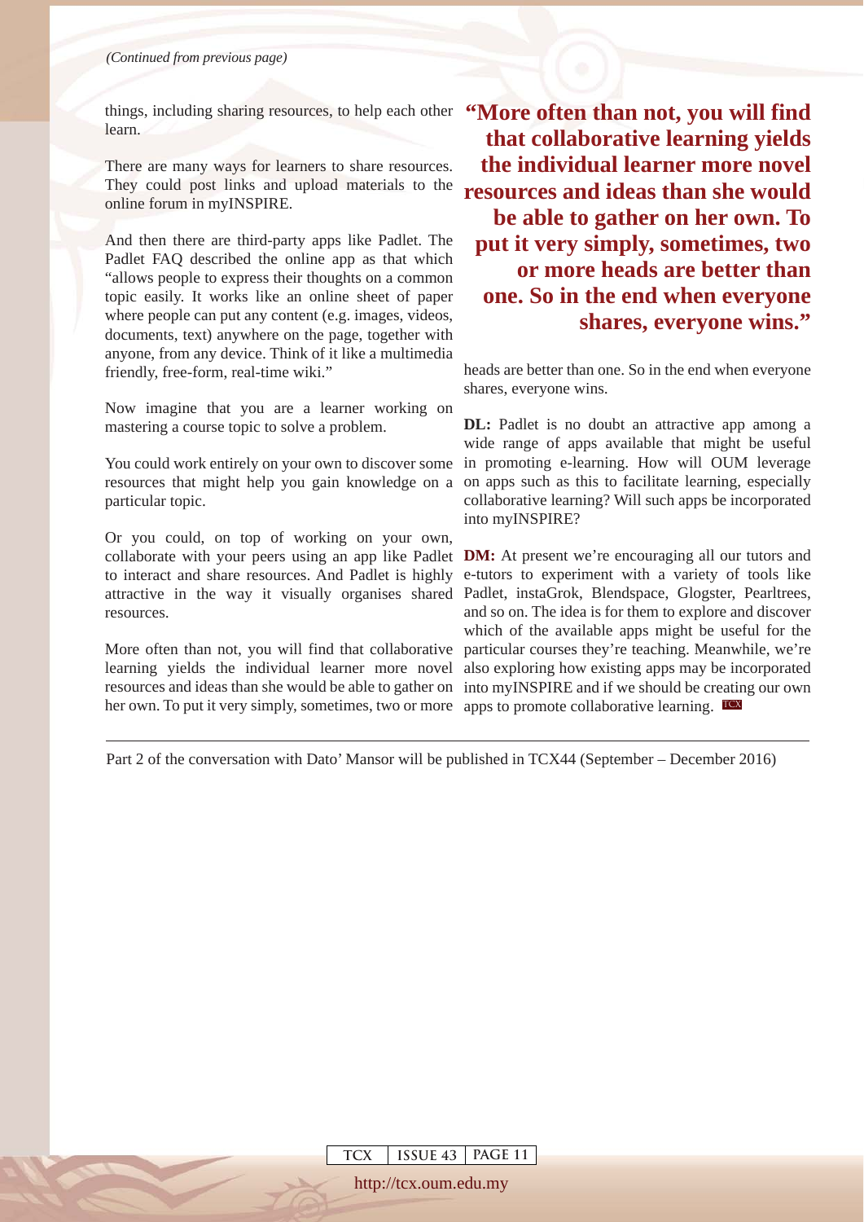*(Continued from previous page)*

things, including sharing resources, to help each other learn.

There are many ways for learners to share resources. They could post links and upload materials to the online forum in myINSPIRE.

And then there are third-party apps like Padlet. The Padlet FAQ described the online app as that which "allows people to express their thoughts on a common topic easily. It works like an online sheet of paper where people can put any content (e.g. images, videos, documents, text) anywhere on the page, together with anyone, from any device. Think of it like a multimedia friendly, free-form, real-time wiki."

Now imagine that you are a learner working on mastering a course topic to solve a problem.

You could work entirely on your own to discover some resources that might help you gain knowledge on a particular topic.

Or you could, on top of working on your own, collaborate with your peers using an app like Padlet to interact and share resources. And Padlet is highly attractive in the way it visually organises shared resources.

More often than not, you will find that collaborative learning yields the individual learner more novel resources and ideas than she would be able to gather on her own. To put it very simply, sometimes, two or more heads are better than one. So in the end when everyone shares, everyone wins.

> **"More often than not, you will find that collaborative learning yields the individual learner more novel resources and ideas than she would be able to gather on her own. To put it very simply, sometimes, two or more heads are better than one. So in the end when everyone shares, everyone wins."**

**DL:** Padlet is no doubt an attractive app among a wide range of apps available that might be useful in promoting e-learning. How will OUM leverage on apps such as this to facilitate learning, especially collaborative learning? Will such apps be incorporated into myINSPIRE?

**DM:** At present we're encouraging all our tutors and e-tutors to experiment with a variety of tools like Padlet, instaGrok, Blendspace, Glogster, Pearltrees, and so on. The idea is for them to explore and discover which of the available apps might be useful for the particular courses they're teaching. Meanwhile, we're also exploring how existing apps may be incorporated into myINSPIRE and if we should be creating our own apps to promote collaborative learning.

---

Part 2 of the conversation with Dato' Mansor will be published in TCX44 (September – December 2016)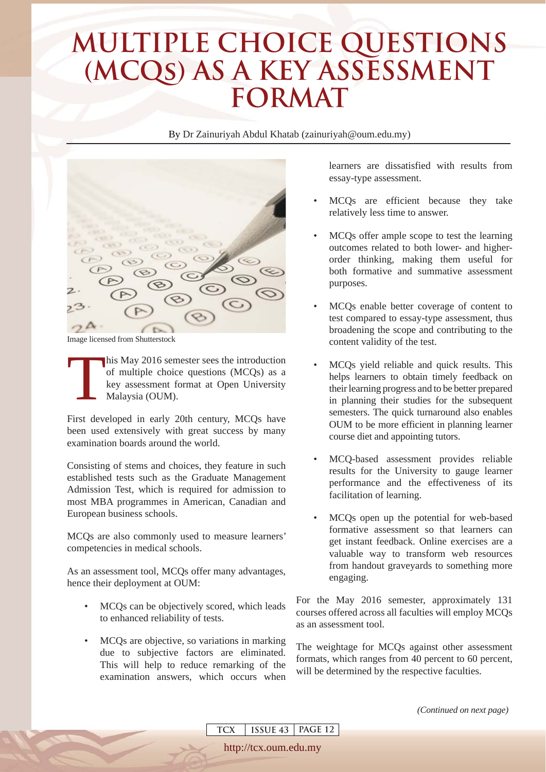# MULTIPLE CHOICE QUESTIONS (MCQs) AS A KEY ASSESSMENT FORMAT

By Dr Zainuriyah Abdul Khatab (zainuriyah@oum.edu.my)

Image licensed from Shutterstock

This May 2016 semester sees the introduction of multiple choice questions (MCQs) as a key assessment format at Open University Malaysia (OUM).

First developed in early 20th century, MCQs have been used extensively with great success by many examination boards around the world.

Consisting of stems and choices, they feature in such established tests such as the Graduate Management Admission Test, which is required for admission to most MBA programmes in American, Canadian and European business schools.

MCQs are also commonly used to measure learners' competencies in medical schools.

As an assessment tool, MCQs offer many advantages, hence their deployment at OUM:

- MCQs can be objectively scored, which leads to enhanced reliability of tests.
- MCQs are objective, so variations in marking due to subjective factors are eliminated. This will help to reduce remarking of the examination answers, which occurs when learners are dissatisfied with results from essay-type assessment.
- MCQs are efficient because they take relatively less time to answer.
- MCQs offer ample scope to test the learning outcomes related to both lower- and higher-order thinking, making them useful for both formative and summative assessment purposes.
- MCQs enable better coverage of content to test compared to essay-type assessment, thus broadening the scope and contributing to the content validity of the test.
- MCQs yield reliable and quick results. This helps learners to obtain timely feedback on their learning progress and to be better prepared in planning their studies for the subsequent semesters. The quick turnaround also enables OUM to be more efficient in planning learner course diet and appointing tutors.
- MCQ-based assessment provides reliable results for the University to gauge learner performance and the effectiveness of its facilitation of learning.
- MCQs open up the potential for web-based formative assessment so that learners can get instant feedback. Online exercises are a valuable way to transform web resources from handout graveyards to something more engaging.

For the May 2016 semester, approximately 131 courses offered across all faculties will employ MCQs as an assessment tool.

The weightage for MCQs against other assessment formats, which ranges from 40 percent to 60 percent, will be determined by the respective faculties.

*(Continued on next page)*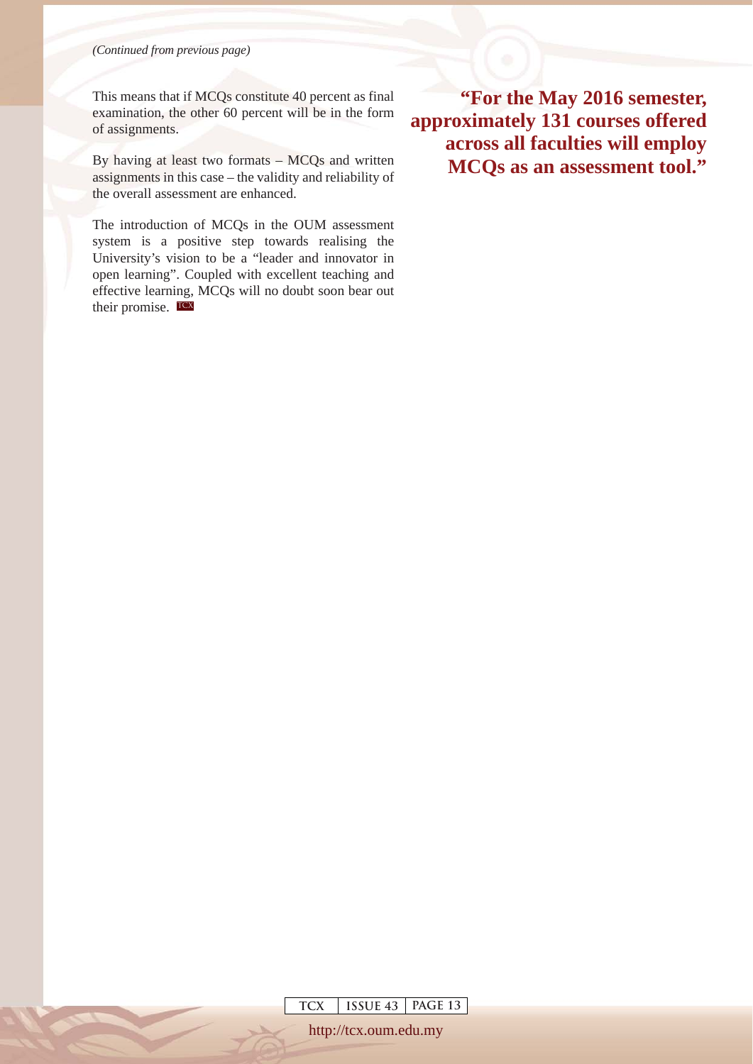*(Continued from previous page)*

This means that if MCQs constitute 40 percent as final examination, the other 60 percent will be in the form of assignments.

By having at least two formats – MCQs and written assignments in this case – the validity and reliability of the overall assessment are enhanced.

The introduction of MCQs in the OUM assessment system is a positive step towards realising the University's vision to be a "leader and innovator in open learning". Coupled with excellent teaching and effective learning, MCQs will no doubt soon bear out their promise. TCX

**"For the May 2016 semester, approximately 131 courses offered across all faculties will employ MCQs as an assessment tool."**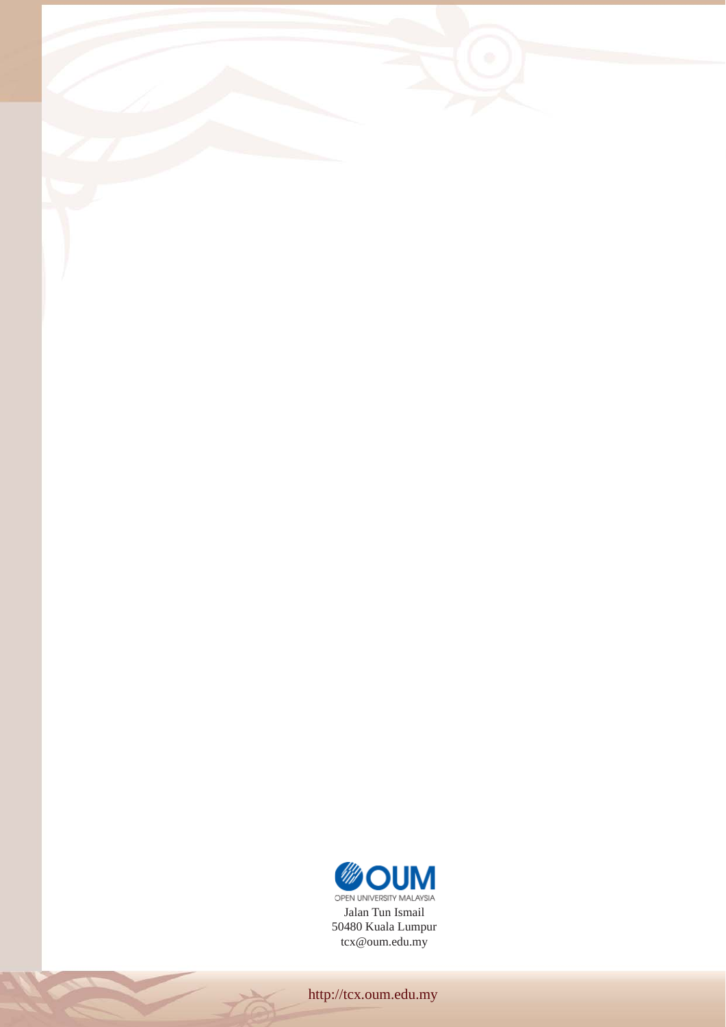OUM

OPEN UNIVERSITY MALAYSIA

Jalan Tun Ismail
50480 Kuala Lumpur
tcx@oum.edu.my

http://tcx.oum.edu.my